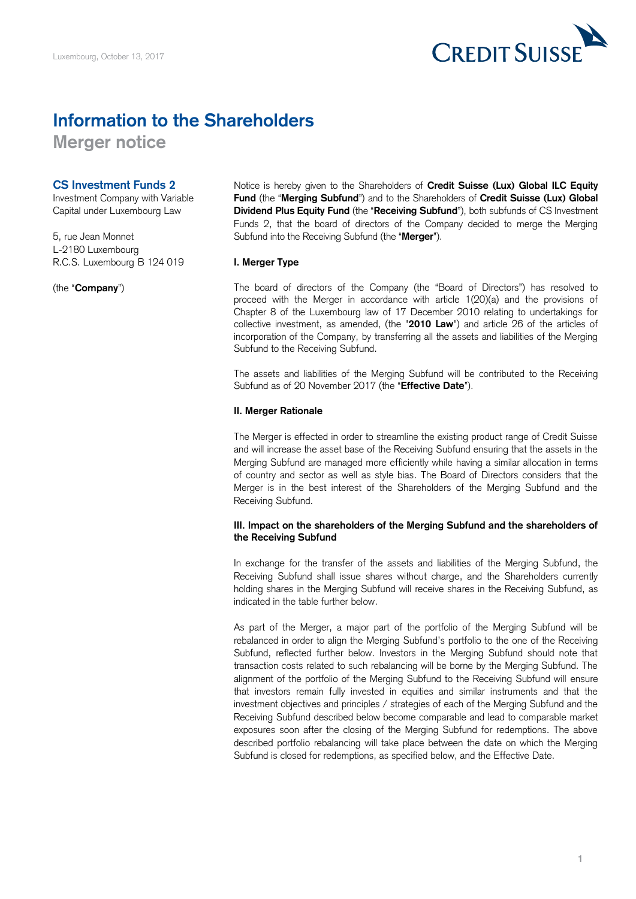Luxembourg, October 13, 2017

# Information to the Shareholders

## Merger notice

**CS Investment Funds 2**
Investment Company with Variable Capital under Luxembourg Law

5, rue Jean Monnet
L-2180 Luxembourg
R.C.S. Luxembourg B 124 019

(the "**Company**")

Notice is hereby given to the Shareholders of **Credit Suisse (Lux) Global ILC Equity Fund** (the "**Merging Subfund**") and to the Shareholders of **Credit Suisse (Lux) Global Dividend Plus Equity Fund** (the "**Receiving Subfund**"), both subfunds of CS Investment Funds 2, that the board of directors of the Company decided to merge the Merging Subfund into the Receiving Subfund (the "**Merger**").

**I. Merger Type**

The board of directors of the Company (the "Board of Directors") has resolved to proceed with the Merger in accordance with article 1(20)(a) and the provisions of Chapter 8 of the Luxembourg law of 17 December 2010 relating to undertakings for collective investment, as amended, (the "**2010 Law**") and article 26 of the articles of incorporation of the Company, by transferring all the assets and liabilities of the Merging Subfund to the Receiving Subfund.

The assets and liabilities of the Merging Subfund will be contributed to the Receiving Subfund as of 20 November 2017 (the "**Effective Date**").

**II. Merger Rationale**

The Merger is effected in order to streamline the existing product range of Credit Suisse and will increase the asset base of the Receiving Subfund ensuring that the assets in the Merging Subfund are managed more efficiently while having a similar allocation in terms of country and sector as well as style bias. The Board of Directors considers that the Merger is in the best interest of the Shareholders of the Merging Subfund and the Receiving Subfund.

**III. Impact on the shareholders of the Merging Subfund and the shareholders of the Receiving Subfund**

In exchange for the transfer of the assets and liabilities of the Merging Subfund, the Receiving Subfund shall issue shares without charge, and the Shareholders currently holding shares in the Merging Subfund will receive shares in the Receiving Subfund, as indicated in the table further below.

As part of the Merger, a major part of the portfolio of the Merging Subfund will be rebalanced in order to align the Merging Subfund's portfolio to the one of the Receiving Subfund, reflected further below. Investors in the Merging Subfund should note that transaction costs related to such rebalancing will be borne by the Merging Subfund. The alignment of the portfolio of the Merging Subfund to the Receiving Subfund will ensure that investors remain fully invested in equities and similar instruments and that the investment objectives and principles / strategies of each of the Merging Subfund and the Receiving Subfund described below become comparable and lead to comparable market exposures soon after the closing of the Merging Subfund for redemptions. The above described portfolio rebalancing will take place between the date on which the Merging Subfund is closed for redemptions, as specified below, and the Effective Date.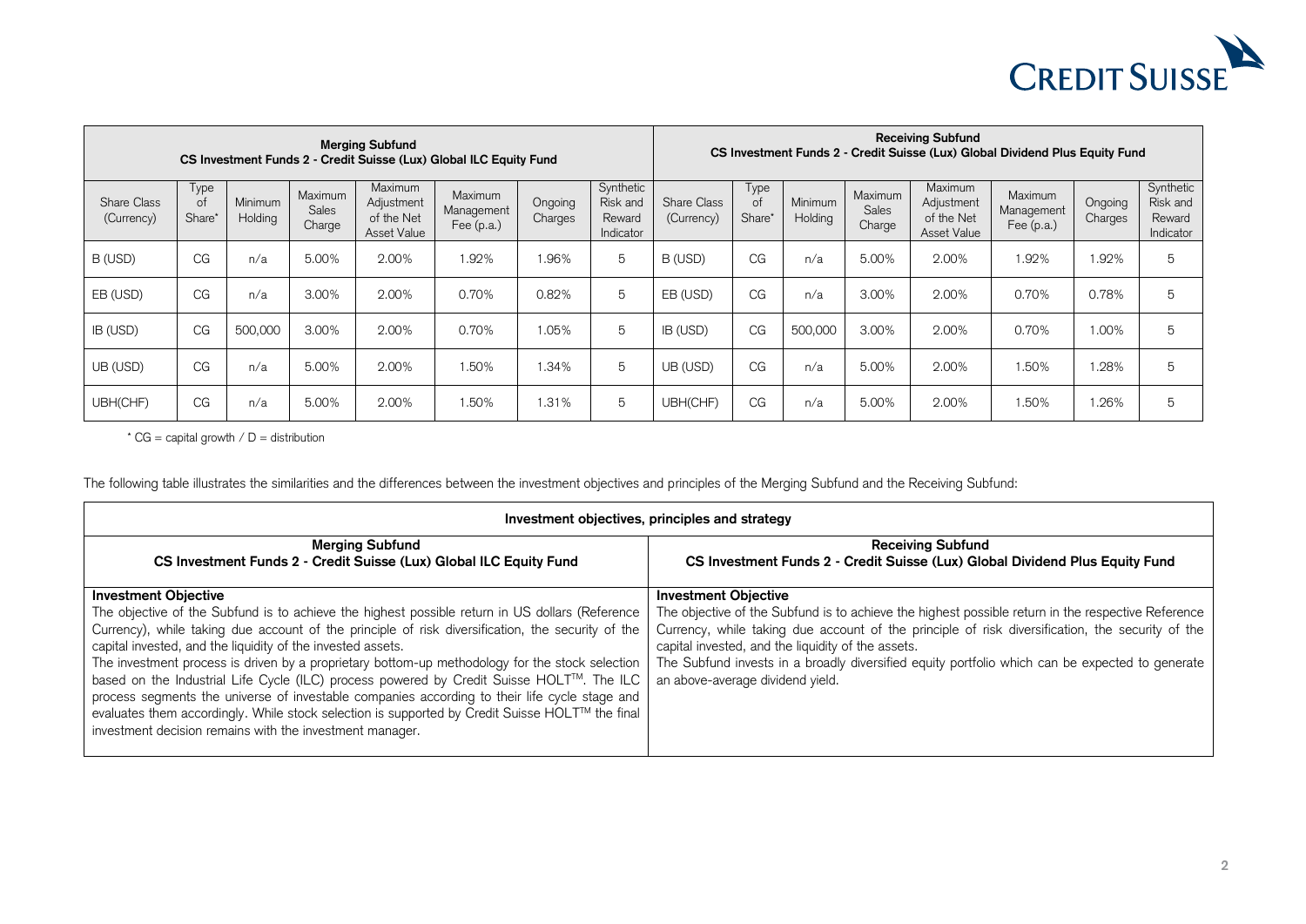| Merging Subfund CS Investment Funds 2 - Credit Suisse (Lux) Global ILC Equity Fund | | | | | | | | Receiving Subfund CS Investment Funds 2 - Credit Suisse (Lux) Global Dividend Plus Equity Fund | | | | | | | |
|---|---|---|---|---|---|---|---|---|---|---|---|---|---|---|---|
| Share Class (Currency) | Type of Share* | Minimum Holding | Maximum Sales Charge | Maximum Adjustment of the Net Asset Value | Maximum Management Fee (p.a.) | Ongoing Charges | Synthetic Risk and Reward Indicator | Share Class (Currency) | Type of Share* | Minimum Holding | Maximum Sales Charge | Maximum Adjustment of the Net Asset Value | Maximum Management Fee (p.a.) | Ongoing Charges | Synthetic Risk and Reward Indicator |
| B (USD) | CG | n/a | 5.00% | 2.00% | 1.92% | 1.96% | 5 | B (USD) | CG | n/a | 5.00% | 2.00% | 1.92% | 1.92% | 5 |
| EB (USD) | CG | n/a | 3.00% | 2.00% | 0.70% | 0.82% | 5 | EB (USD) | CG | n/a | 3.00% | 2.00% | 0.70% | 0.78% | 5 |
| IB (USD) | CG | 500,000 | 3.00% | 2.00% | 0.70% | 1.05% | 5 | IB (USD) | CG | 500,000 | 3.00% | 2.00% | 0.70% | 1.00% | 5 |
| UB (USD) | CG | n/a | 5.00% | 2.00% | 1.50% | 1.34% | 5 | UB (USD) | CG | n/a | 5.00% | 2.00% | 1.50% | 1.28% | 5 |
| UBH(CHF) | CG | n/a | 5.00% | 2.00% | 1.50% | 1.31% | 5 | UBH(CHF) | CG | n/a | 5.00% | 2.00% | 1.50% | 1.26% | 5 |

* CG = capital growth / D = distribution

The following table illustrates the similarities and the differences between the investment objectives and principles of the Merging Subfund and the Receiving Subfund:

| Investment objectives, principles and strategy | |
|---|---|
| **Merging Subfund**<br>**CS Investment Funds 2 - Credit Suisse (Lux) Global ILC Equity Fund** | **Receiving Subfund**<br>**CS Investment Funds 2 - Credit Suisse (Lux) Global Dividend Plus Equity Fund** |
| **Investment Objective**<br>The objective of the Subfund is to achieve the highest possible return in US dollars (Reference Currency), while taking due account of the principle of risk diversification, the security of the capital invested, and the liquidity of the invested assets.<br>The investment process is driven by a proprietary bottom-up methodology for the stock selection based on the Industrial Life Cycle (ILC) process powered by Credit Suisse HOLT™. The ILC process segments the universe of investable companies according to their life cycle stage and evaluates them accordingly. While stock selection is supported by Credit Suisse HOLT™ the final investment decision remains with the investment manager. | **Investment Objective**<br>The objective of the Subfund is to achieve the highest possible return in the respective Reference Currency, while taking due account of the principle of risk diversification, the security of the capital invested, and the liquidity of the assets.<br>The Subfund invests in a broadly diversified equity portfolio which can be expected to generate an above-average dividend yield. |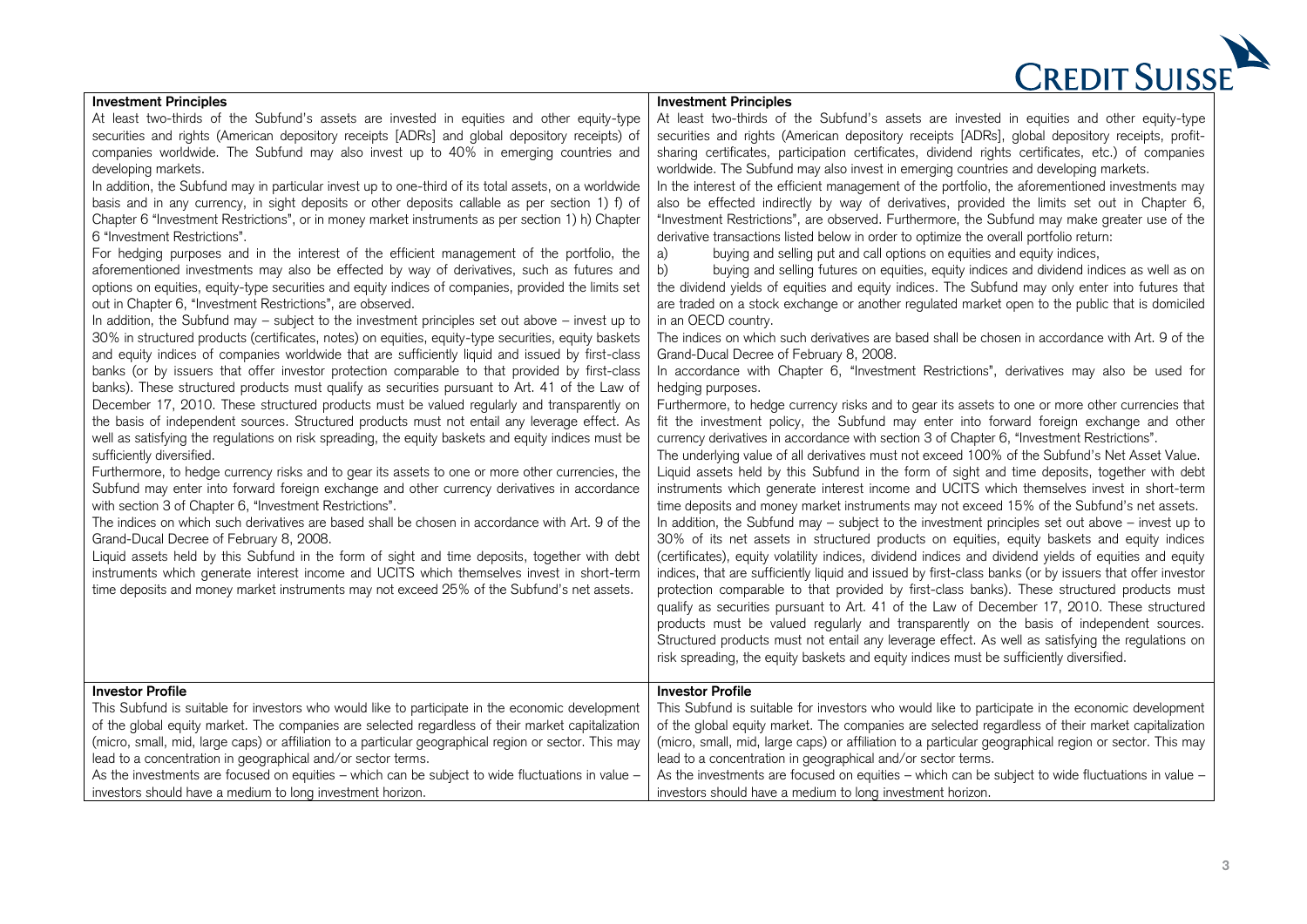| **Investment Principles** | **Investment Principles** |
| --- | --- |
| At least two-thirds of the Subfund's assets are invested in equities and other equity-type securities and rights (American depository receipts [ADRs] and global depository receipts) of companies worldwide. The Subfund may also invest up to 40% in emerging countries and developing markets.<br>In addition, the Subfund may in particular invest up to one-third of its total assets, on a worldwide basis and in any currency, in sight deposits or other deposits callable as per section 1) f) of Chapter 6 "Investment Restrictions", or in money market instruments as per section 1) h) Chapter 6 "Investment Restrictions".<br>For hedging purposes and in the interest of the efficient management of the portfolio, the aforementioned investments may also be effected by way of derivatives, such as futures and options on equities, equity-type securities and equity indices of companies, provided the limits set out in Chapter 6, "Investment Restrictions", are observed.<br>In addition, the Subfund may – subject to the investment principles set out above – invest up to 30% in structured products (certificates, notes) on equities, equity-type securities, equity baskets and equity indices of companies worldwide that are sufficiently liquid and issued by first-class banks (or by issuers that offer investor protection comparable to that provided by first-class banks). These structured products must qualify as securities pursuant to Art. 41 of the Law of December 17, 2010. These structured products must be valued regularly and transparently on the basis of independent sources. Structured products must not entail any leverage effect. As well as satisfying the regulations on risk spreading, the equity baskets and equity indices must be sufficiently diversified.<br>Furthermore, to hedge currency risks and to gear its assets to one or more other currencies, the Subfund may enter into forward foreign exchange and other currency derivatives in accordance with section 3 of Chapter 6, "Investment Restrictions".<br>The indices on which such derivatives are based shall be chosen in accordance with Art. 9 of the Grand-Ducal Decree of February 8, 2008.<br>Liquid assets held by this Subfund in the form of sight and time deposits, together with debt instruments which generate interest income and UCITS which themselves invest in short-term time deposits and money market instruments may not exceed 25% of the Subfund's net assets. | At least two-thirds of the Subfund's assets are invested in equities and other equity-type securities and rights (American depository receipts [ADRs], global depository receipts, profit-sharing certificates, participation certificates, dividend rights certificates, etc.) of companies worldwide. The Subfund may also invest in emerging countries and developing markets.<br>In the interest of the efficient management of the portfolio, the aforementioned investments may also be effected indirectly by way of derivatives, provided the limits set out in Chapter 6, "Investment Restrictions", are observed. Furthermore, the Subfund may make greater use of the derivative transactions listed below in order to optimize the overall portfolio return:<br>a) buying and selling put and call options on equities and equity indices,<br>b) buying and selling futures on equities, equity indices and dividend indices as well as on the dividend yields of equities and equity indices. The Subfund may only enter into futures that are traded on a stock exchange or another regulated market open to the public that is domiciled in an OECD country.<br>The indices on which such derivatives are based shall be chosen in accordance with Art. 9 of the Grand-Ducal Decree of February 8, 2008.<br>In accordance with Chapter 6, "Investment Restrictions", derivatives may also be used for hedging purposes.<br>Furthermore, to hedge currency risks and to gear its assets to one or more other currencies that fit the investment policy, the Subfund may enter into forward foreign exchange and other currency derivatives in accordance with section 3 of Chapter 6, "Investment Restrictions".<br>The underlying value of all derivatives must not exceed 100% of the Subfund's Net Asset Value.<br>Liquid assets held by this Subfund in the form of sight and time deposits, together with debt instruments which generate interest income and UCITS which themselves invest in short-term time deposits and money market instruments may not exceed 15% of the Subfund's net assets.<br>In addition, the Subfund may – subject to the investment principles set out above – invest up to 30% of its net assets in structured products on equities, equity baskets and equity indices (certificates), equity volatility indices, dividend indices and dividend yields of equities and equity indices, that are sufficiently liquid and issued by first-class banks (or by issuers that offer investor protection comparable to that provided by first-class banks). These structured products must qualify as securities pursuant to Art. 41 of the Law of December 17, 2010. These structured products must be valued regularly and transparently on the basis of independent sources. Structured products must not entail any leverage effect. As well as satisfying the regulations on risk spreading, the equity baskets and equity indices must be sufficiently diversified. |
| **Investor Profile** | **Investor Profile** |
| This Subfund is suitable for investors who would like to participate in the economic development of the global equity market. The companies are selected regardless of their market capitalization (micro, small, mid, large caps) or affiliation to a particular geographical region or sector. This may lead to a concentration in geographical and/or sector terms.<br>As the investments are focused on equities – which can be subject to wide fluctuations in value – investors should have a medium to long investment horizon. | This Subfund is suitable for investors who would like to participate in the economic development of the global equity market. The companies are selected regardless of their market capitalization (micro, small, mid, large caps) or affiliation to a particular geographical region or sector. This may lead to a concentration in geographical and/or sector terms.<br>As the investments are focused on equities – which can be subject to wide fluctuations in value – investors should have a medium to long investment horizon. |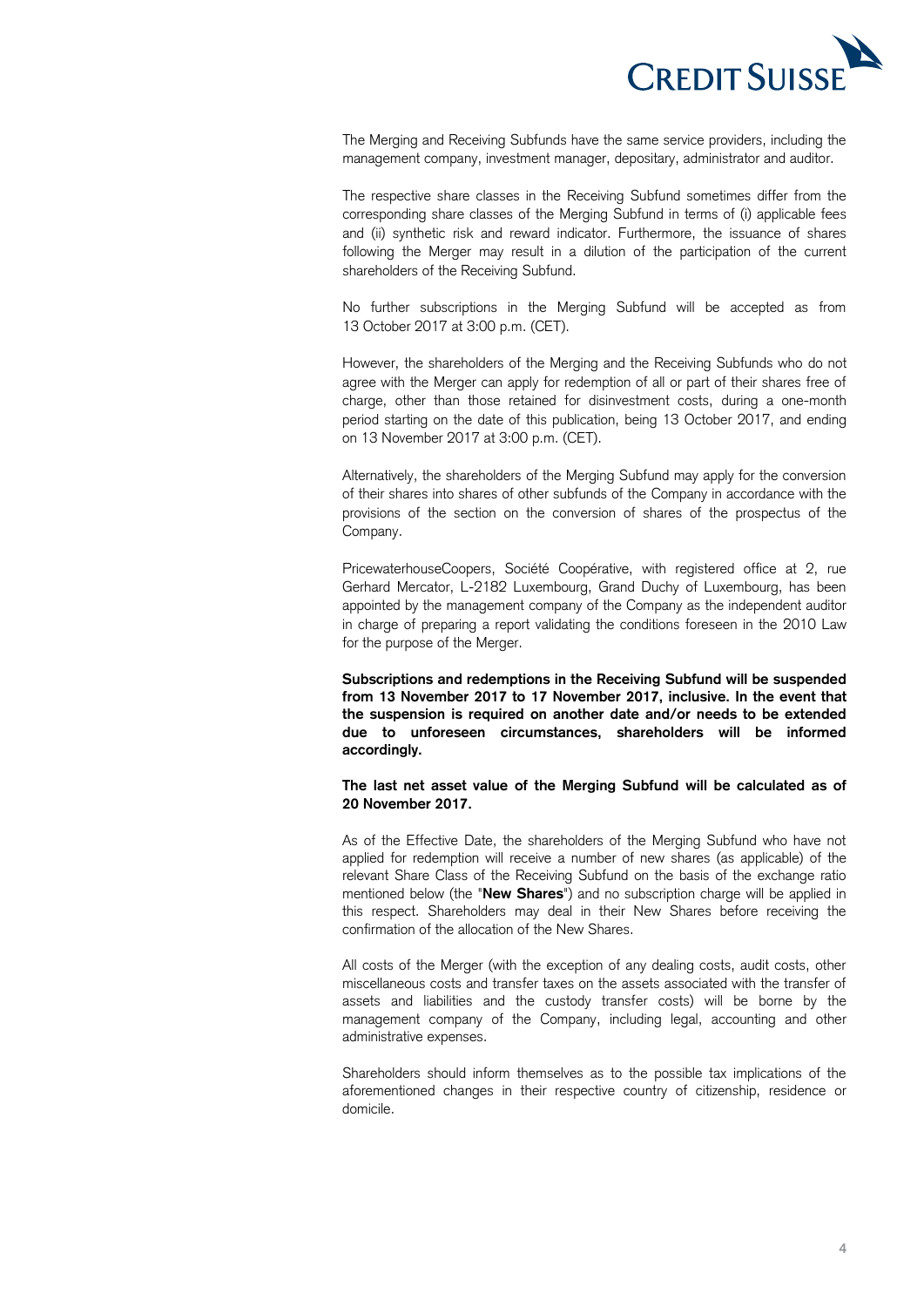The Merging and Receiving Subfunds have the same service providers, including the management company, investment manager, depositary, administrator and auditor.

The respective share classes in the Receiving Subfund sometimes differ from the corresponding share classes of the Merging Subfund in terms of (i) applicable fees and (ii) synthetic risk and reward indicator. Furthermore, the issuance of shares following the Merger may result in a dilution of the participation of the current shareholders of the Receiving Subfund.

No further subscriptions in the Merging Subfund will be accepted as from 13 October 2017 at 3:00 p.m. (CET).

However, the shareholders of the Merging and the Receiving Subfunds who do not agree with the Merger can apply for redemption of all or part of their shares free of charge, other than those retained for disinvestment costs, during a one-month period starting on the date of this publication, being 13 October 2017, and ending on 13 November 2017 at 3:00 p.m. (CET).

Alternatively, the shareholders of the Merging Subfund may apply for the conversion of their shares into shares of other subfunds of the Company in accordance with the provisions of the section on the conversion of shares of the prospectus of the Company.

PricewaterhouseCoopers, Société Coopérative, with registered office at 2, rue Gerhard Mercator, L-2182 Luxembourg, Grand Duchy of Luxembourg, has been appointed by the management company of the Company as the independent auditor in charge of preparing a report validating the conditions foreseen in the 2010 Law for the purpose of the Merger.

**Subscriptions and redemptions in the Receiving Subfund will be suspended from 13 November 2017 to 17 November 2017, inclusive. In the event that the suspension is required on another date and/or needs to be extended due to unforeseen circumstances, shareholders will be informed accordingly.**

**The last net asset value of the Merging Subfund will be calculated as of 20 November 2017.**

As of the Effective Date, the shareholders of the Merging Subfund who have not applied for redemption will receive a number of new shares (as applicable) of the relevant Share Class of the Receiving Subfund on the basis of the exchange ratio mentioned below (the "**New Shares**") and no subscription charge will be applied in this respect. Shareholders may deal in their New Shares before receiving the confirmation of the allocation of the New Shares.

All costs of the Merger (with the exception of any dealing costs, audit costs, other miscellaneous costs and transfer taxes on the assets associated with the transfer of assets and liabilities and the custody transfer costs) will be borne by the management company of the Company, including legal, accounting and other administrative expenses.

Shareholders should inform themselves as to the possible tax implications of the aforementioned changes in their respective country of citizenship, residence or domicile.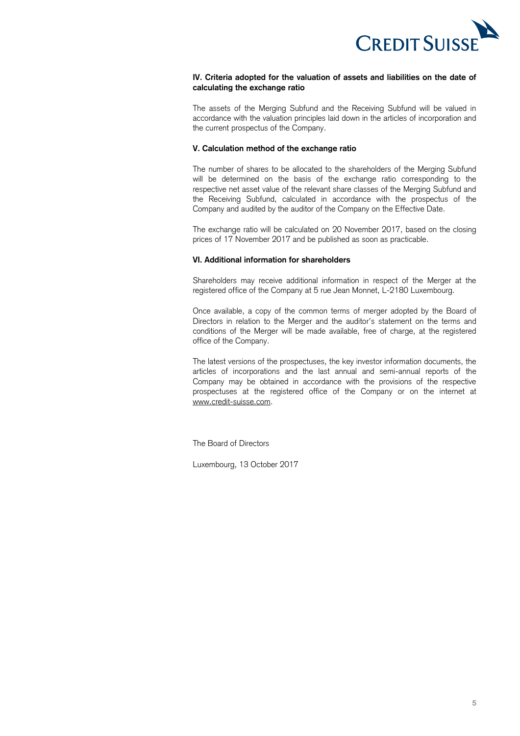### IV. Criteria adopted for the valuation of assets and liabilities on the date of calculating the exchange ratio

The assets of the Merging Subfund and the Receiving Subfund will be valued in accordance with the valuation principles laid down in the articles of incorporation and the current prospectus of the Company.

### V. Calculation method of the exchange ratio

The number of shares to be allocated to the shareholders of the Merging Subfund will be determined on the basis of the exchange ratio corresponding to the respective net asset value of the relevant share classes of the Merging Subfund and the Receiving Subfund, calculated in accordance with the prospectus of the Company and audited by the auditor of the Company on the Effective Date.

The exchange ratio will be calculated on 20 November 2017, based on the closing prices of 17 November 2017 and be published as soon as practicable.

### VI. Additional information for shareholders

Shareholders may receive additional information in respect of the Merger at the registered office of the Company at 5 rue Jean Monnet, L-2180 Luxembourg.

Once available, a copy of the common terms of merger adopted by the Board of Directors in relation to the Merger and the auditor's statement on the terms and conditions of the Merger will be made available, free of charge, at the registered office of the Company.

The latest versions of the prospectuses, the key investor information documents, the articles of incorporations and the last annual and semi-annual reports of the Company may be obtained in accordance with the provisions of the respective prospectuses at the registered office of the Company or on the internet at www.credit-suisse.com.

The Board of Directors

Luxembourg, 13 October 2017